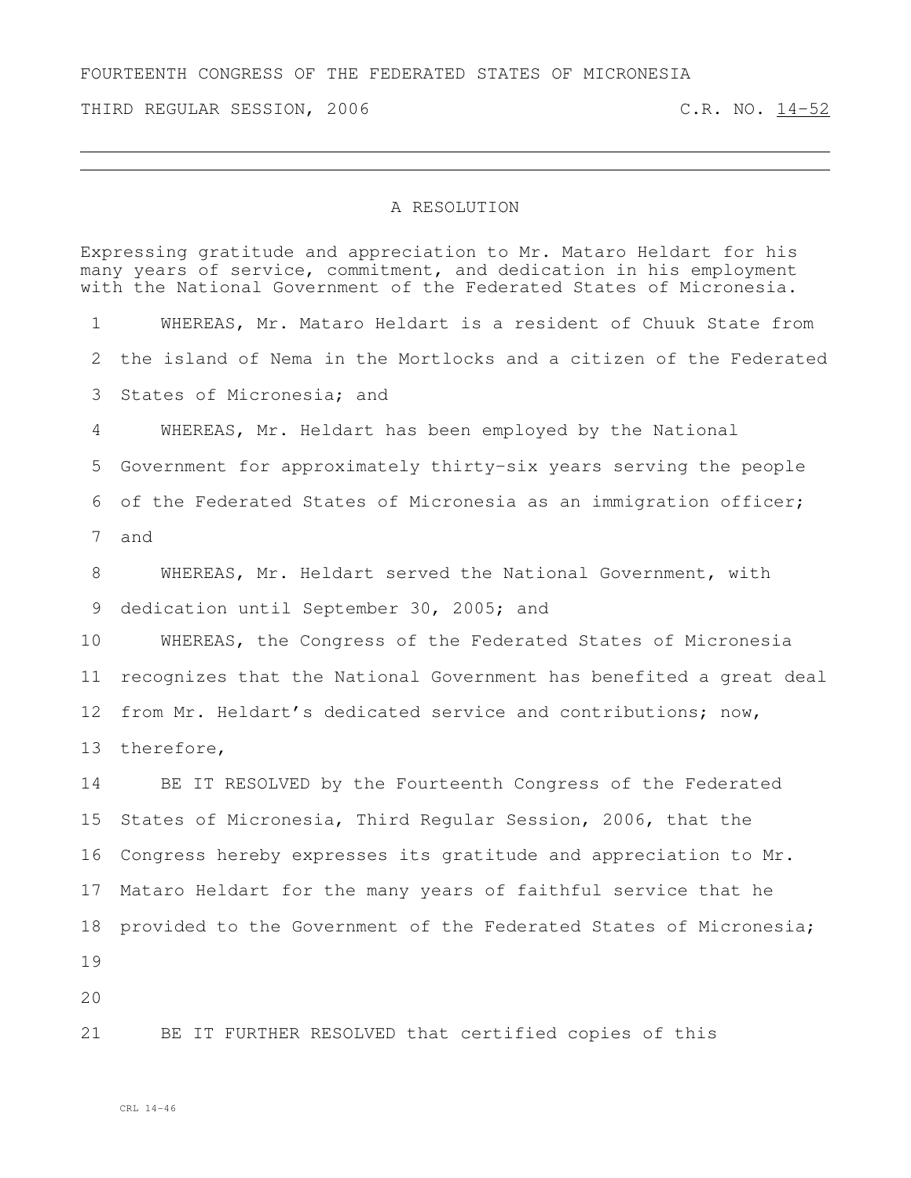FOURTEENTH CONGRESS OF THE FEDERATED STATES OF MICRONESIA

THIRD REGULAR SESSION, 2006 C.R. NO. 14-52

# A RESOLUTION

Expressing gratitude and appreciation to Mr. Mataro Heldart for his many years of service, commitment, and dedication in his employment with the National Government of the Federated States of Micronesia.

1 WHEREAS, Mr. Mataro Heldart is a resident of Chuuk State from
2 the island of Nema in the Mortlocks and a citizen of the Federated
3 States of Micronesia; and
4 WHEREAS, Mr. Heldart has been employed by the National
5 Government for approximately thirty-six years serving the people
6 of the Federated States of Micronesia as an immigration officer;
7 and
8 WHEREAS, Mr. Heldart served the National Government, with
9 dedication until September 30, 2005; and
10 WHEREAS, the Congress of the Federated States of Micronesia
11 recognizes that the National Government has benefited a great deal
12 from Mr. Heldart's dedicated service and contributions; now,
13 therefore,
14 BE IT RESOLVED by the Fourteenth Congress of the Federated
15 States of Micronesia, Third Regular Session, 2006, that the
16 Congress hereby expresses its gratitude and appreciation to Mr.
17 Mataro Heldart for the many years of faithful service that he
18 provided to the Government of the Federated States of Micronesia;
19
20
21 BE IT FURTHER RESOLVED that certified copies of this

CRL 14-46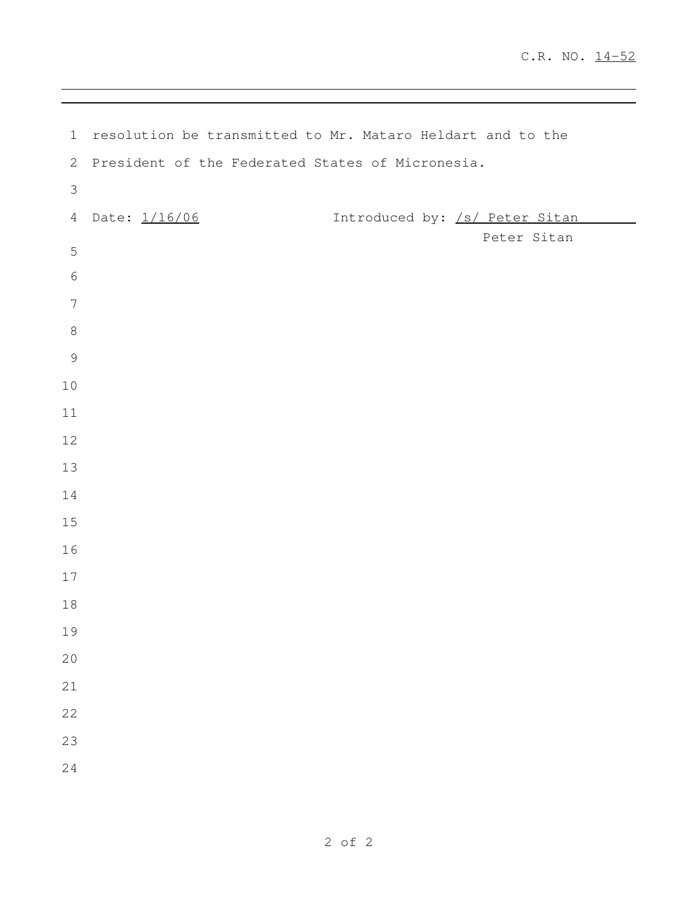resolution be transmitted to Mr. Mataro Heldart and to the President of the Federated States of Micronesia.

Date: 1/16/06

Introduced by: /s/ Peter Sitan

Peter Sitan